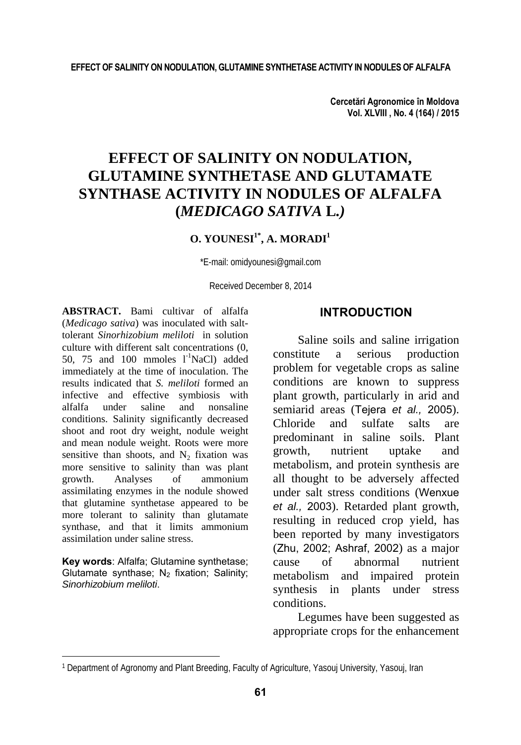# EFFECT OF SALINITY ON NODULATION, GLUTAMINE SYNTHETASE AND GLUTAMATE SYNTHASE ACTIVITY IN NODULES OF ALFALFA (*MEDICAGO SATIVA* L.*)*

**O. YOUNESI[1*], A. MORADI[1]**

*E-mail: omidyounesi@gmail.com

Received December 8, 2014

**ABSTRACT.** Bami cultivar of alfalfa (*Medicago sativa*) was inoculated with salt-tolerant *Sinorhizobium meliloti* in solution culture with different salt concentrations (0, 50, 75 and 100 mmoles $l^{-1}$NaCl) added immediately at the time of inoculation. The results indicated that *S. meliloti* formed an infective and effective symbiosis with alfalfa under saline and nonsaline conditions. Salinity significantly decreased shoot and root dry weight, nodule weight and mean nodule weight. Roots were more sensitive than shoots, and $N_2$ fixation was more sensitive to salinity than was plant growth. Analyses of ammonium assimilating enzymes in the nodule showed that glutamine synthetase appeared to be more tolerant to salinity than glutamate synthase, and that it limits ammonium assimilation under saline stress.

**Key words**: Alfalfa; Glutamine synthetase; Glutamate synthase; $N_2$ fixation; Salinity; *Sinorhizobium meliloti*.

## INTRODUCTION

Saline soils and saline irrigation constitute a serious production problem for vegetable crops as saline conditions are known to suppress plant growth, particularly in arid and semiarid areas (Tejera *et al.,* 2005). Chloride and sulfate salts are predominant in saline soils. Plant growth, nutrient uptake and metabolism, and protein synthesis are all thought to be adversely affected under salt stress conditions (Wenxue *et al.,* 2003). Retarded plant growth, resulting in reduced crop yield, has been reported by many investigators (Zhu, 2002; Ashraf, 2002) as a major cause of abnormal nutrient metabolism and impaired protein synthesis in plants under stress conditions.

Legumes have been suggested as appropriate crops for the enhancement

[1] Department of Agronomy and Plant Breeding, Faculty of Agriculture, Yasouj University, Yasouj, Iran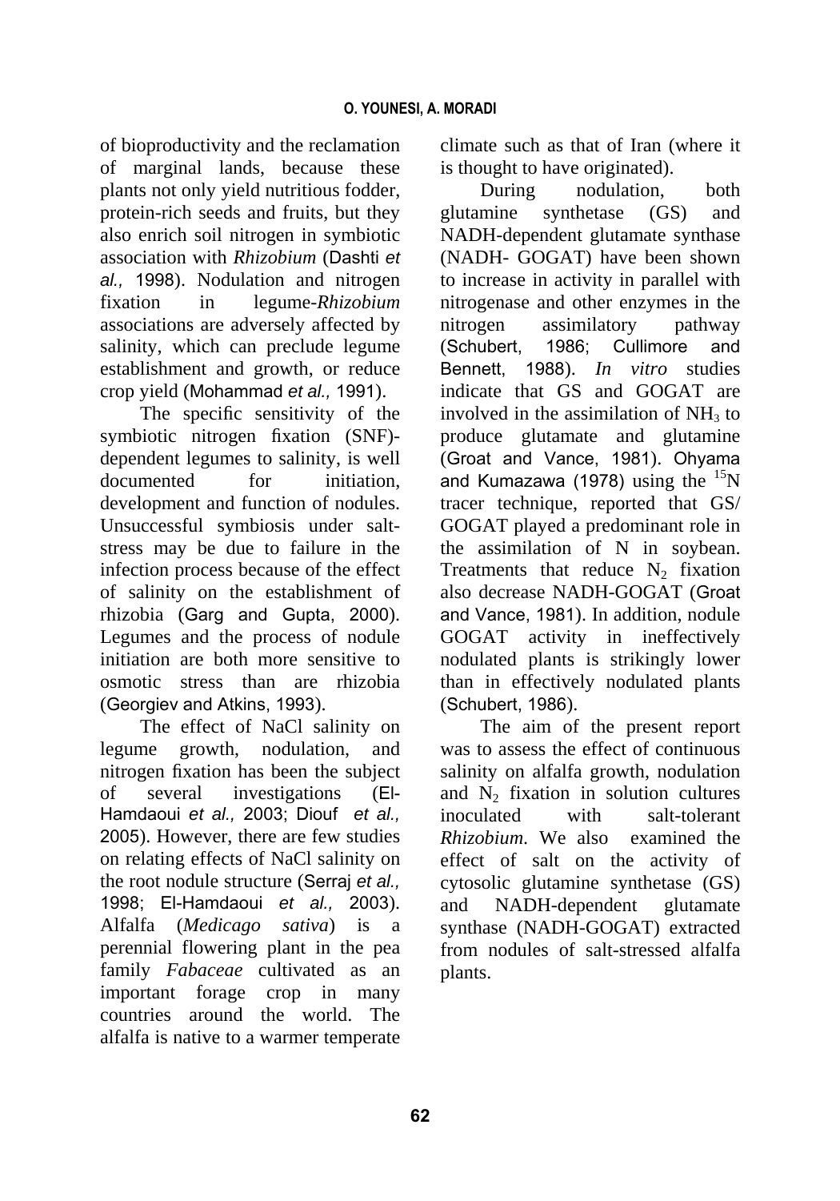of bioproductivity and the reclamation of marginal lands, because these plants not only yield nutritious fodder, protein-rich seeds and fruits, but they also enrich soil nitrogen in symbiotic association with *Rhizobium* (Dashti *et al.,* 1998). Nodulation and nitrogen fixation in legume-*Rhizobium* associations are adversely affected by salinity, which can preclude legume establishment and growth, or reduce crop yield (Mohammad *et al.,* 1991).

The specific sensitivity of the symbiotic nitrogen fixation (SNF)-dependent legumes to salinity, is well documented for initiation, development and function of nodules. Unsuccessful symbiosis under salt-stress may be due to failure in the infection process because of the effect of salinity on the establishment of rhizobia (Garg and Gupta, 2000). Legumes and the process of nodule initiation are both more sensitive to osmotic stress than are rhizobia (Georgiev and Atkins, 1993).

The effect of NaCl salinity on legume growth, nodulation, and nitrogen fixation has been the subject of several investigations (El-Hamdaoui *et al.,* 2003; Diouf *et al.,* 2005). However, there are few studies on relating effects of NaCl salinity on the root nodule structure (Serraj *et al.,* 1998; El-Hamdaoui *et al.,* 2003). Alfalfa (*Medicago sativa*) is a perennial flowering plant in the pea family *Fabaceae* cultivated as an important forage crop in many countries around the world. The alfalfa is native to a warmer temperate climate such as that of Iran (where it is thought to have originated).

During nodulation, both glutamine synthetase (GS) and NADH-dependent glutamate synthase (NADH- GOGAT) have been shown to increase in activity in parallel with nitrogenase and other enzymes in the nitrogen assimilatory pathway (Schubert, 1986; Cullimore and Bennett, 1988). *In vitro* studies indicate that GS and GOGAT are involved in the assimilation of $NH_3$ to produce glutamate and glutamine (Groat and Vance, 1981). Ohyama and Kumazawa (1978) using the $^{15}N$ tracer technique, reported that GS/ GOGAT played a predominant role in the assimilation of N in soybean. Treatments that reduce $N_2$ fixation also decrease NADH-GOGAT (Groat and Vance, 1981). In addition, nodule GOGAT activity in ineffectively nodulated plants is strikingly lower than in effectively nodulated plants (Schubert, 1986).

The aim of the present report was to assess the effect of continuous salinity on alfalfa growth, nodulation and $N_2$ fixation in solution cultures inoculated with salt-tolerant *Rhizobium*. We also examined the effect of salt on the activity of cytosolic glutamine synthetase (GS) and NADH-dependent glutamate synthase (NADH-GOGAT) extracted from nodules of salt-stressed alfalfa plants.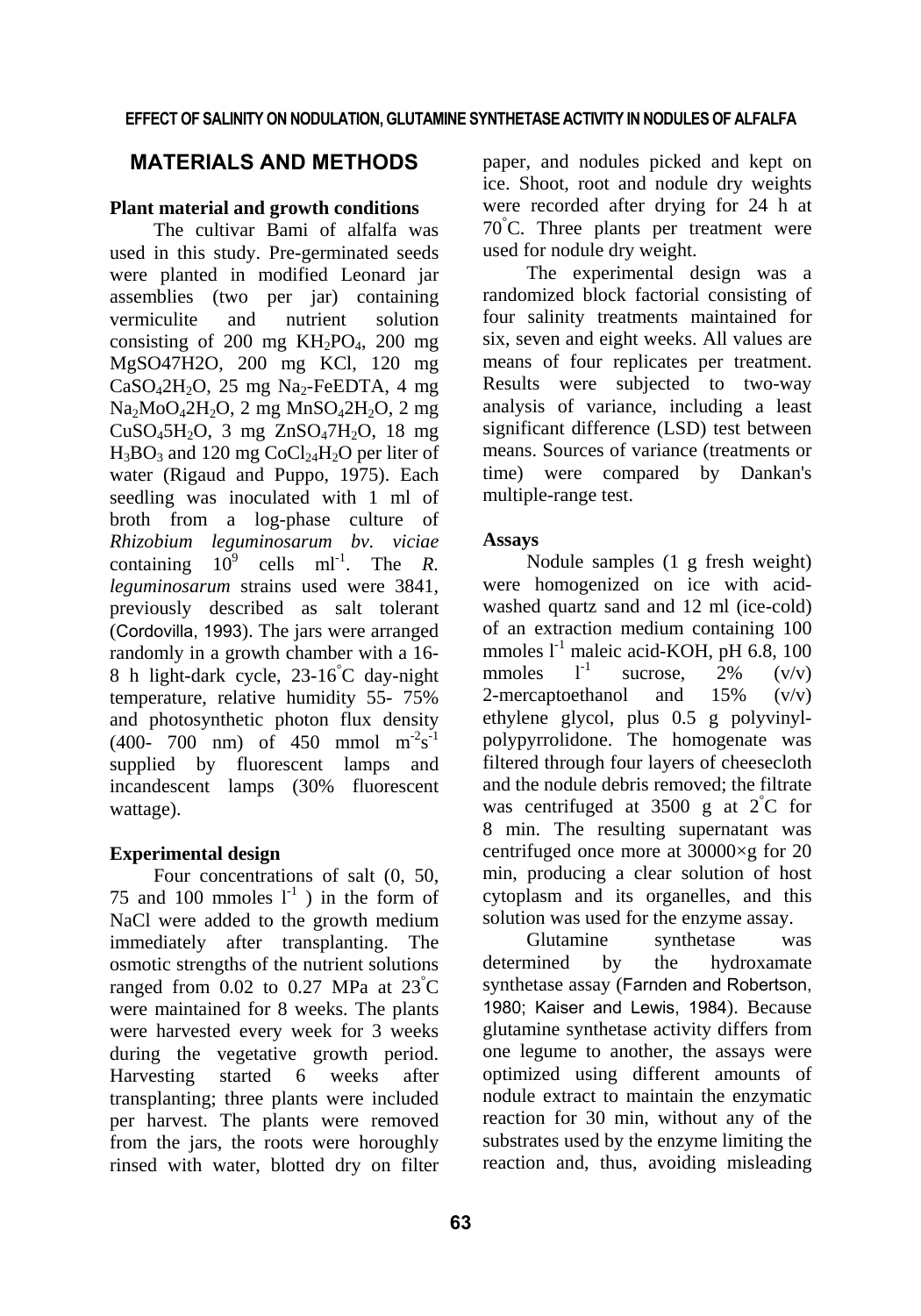## MATERIALS AND METHODS

### Plant material and growth conditions

The cultivar Bami of alfalfa was used in this study. Pre-germinated seeds were planted in modified Leonard jar assemblies (two per jar) containing vermiculite and nutrient solution consisting of 200 mg $KH_2PO_4$, 200 mg MgSO47H2O, 200 mg KCl, 120 mg $CaSO_42H_2O$, 25 mg $Na_2$-FeEDTA, 4 mg $Na_2MoO_42H_2O$, 2 mg $MnSO_42H_2O$, 2 mg $CuSO_45H_2O$, 3 mg $ZnSO_47H_2O$, 18 mg $H_3BO_3$ and 120 mg $CoCl_{24}H_2O$ per liter of water (Rigaud and Puppo, 1975). Each seedling was inoculated with 1 ml of broth from a log-phase culture of *Rhizobium leguminosarum bv. viciae* containing $10^9$ cells $ml^{-1}$. The *R. leguminosarum* strains used were 3841, previously described as salt tolerant (Cordovilla, 1993). The jars were arranged randomly in a growth chamber with a 16-8 h light-dark cycle, 23-16°C day-night temperature, relative humidity 55- 75% and photosynthetic photon flux density (400- 700 nm) of 450 mmol $m^{-2}s^{-1}$ supplied by fluorescent lamps and incandescent lamps (30% fluorescent wattage).

### Experimental design

Four concentrations of salt (0, 50, 75 and 100 mmoles $l^{-1}$ ) in the form of NaCl were added to the growth medium immediately after transplanting. The osmotic strengths of the nutrient solutions ranged from 0.02 to 0.27 MPa at 23°C were maintained for 8 weeks. The plants were harvested every week for 3 weeks during the vegetative growth period. Harvesting started 6 weeks after transplanting; three plants were included per harvest. The plants were removed from the jars, the roots were horoughly rinsed with water, blotted dry on filter paper, and nodules picked and kept on ice. Shoot, root and nodule dry weights were recorded after drying for 24 h at 70°C. Three plants per treatment were used for nodule dry weight.

The experimental design was a randomized block factorial consisting of four salinity treatments maintained for six, seven and eight weeks. All values are means of four replicates per treatment. Results were subjected to two-way analysis of variance, including a least significant difference (LSD) test between means. Sources of variance (treatments or time) were compared by Dankan's multiple-range test.

### Assays

Nodule samples (1 g fresh weight) were homogenized on ice with acid-washed quartz sand and 12 ml (ice-cold) of an extraction medium containing 100 mmoles $l^{-1}$ maleic acid-KOH, pH 6.8, 100 mmoles $l^{-1}$ sucrose, 2% (v/v) 2-mercaptoethanol and 15% (v/v) ethylene glycol, plus 0.5 g polyvinyl-polypyrrolidone. The homogenate was filtered through four layers of cheesecloth and the nodule debris removed; the filtrate was centrifuged at 3500 g at 2°C for 8 min. The resulting supernatant was centrifuged once more at 30000×g for 20 min, producing a clear solution of host cytoplasm and its organelles, and this solution was used for the enzyme assay.

Glutamine synthetase was determined by the hydroxamate synthetase assay (Farnden and Robertson, 1980; Kaiser and Lewis, 1984). Because glutamine synthetase activity differs from one legume to another, the assays were optimized using different amounts of nodule extract to maintain the enzymatic reaction for 30 min, without any of the substrates used by the enzyme limiting the reaction and, thus, avoiding misleading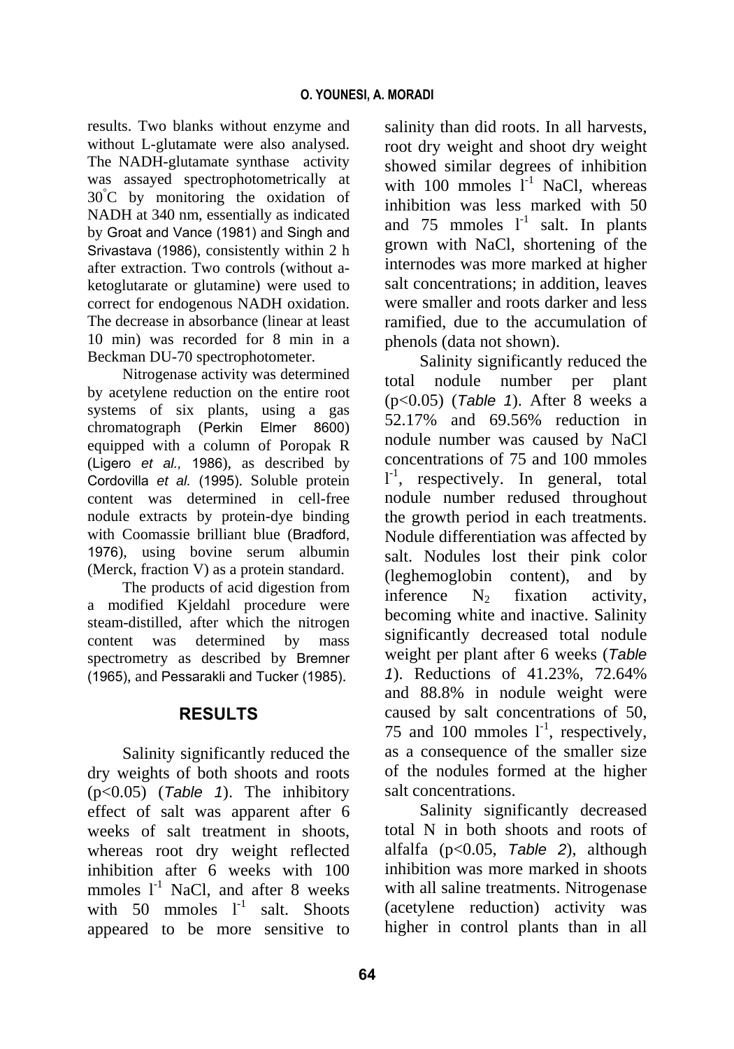results. Two blanks without enzyme and without L-glutamate were also analysed. The NADH-glutamate synthase activity was assayed spectrophotometrically at 30°C by monitoring the oxidation of NADH at 340 nm, essentially as indicated by Groat and Vance (1981) and Singh and Srivastava (1986), consistently within 2 h after extraction. Two controls (without a-ketoglutarate or glutamine) were used to correct for endogenous NADH oxidation. The decrease in absorbance (linear at least 10 min) was recorded for 8 min in a Beckman DU-70 spectrophotometer.

Nitrogenase activity was determined by acetylene reduction on the entire root systems of six plants, using a gas chromatograph (Perkin Elmer 8600) equipped with a column of Poropak R (Ligero *et al.,* 1986), as described by Cordovilla *et al.* (1995). Soluble protein content was determined in cell-free nodule extracts by protein-dye binding with Coomassie brilliant blue (Bradford, 1976), using bovine serum albumin (Merck, fraction V) as a protein standard.

The products of acid digestion from a modified Kjeldahl procedure were steam-distilled, after which the nitrogen content was determined by mass spectrometry as described by Bremner (1965), and Pessarakli and Tucker (1985).

## RESULTS

Salinity significantly reduced the dry weights of both shoots and roots ($p<0.05$) (*Table 1*). The inhibitory effect of salt was apparent after 6 weeks of salt treatment in shoots, whereas root dry weight reflected inhibition after 6 weeks with 100 mmoles $l^{-1}$ NaCl, and after 8 weeks with 50 mmoles $l^{-1}$ salt. Shoots appeared to be more sensitive to salinity than did roots. In all harvests, root dry weight and shoot dry weight showed similar degrees of inhibition with 100 mmoles $l^{-1}$ NaCl, whereas inhibition was less marked with 50 and 75 mmoles $l^{-1}$ salt. In plants grown with NaCl, shortening of the internodes was more marked at higher salt concentrations; in addition, leaves were smaller and roots darker and less ramified, due to the accumulation of phenols (data not shown).

Salinity significantly reduced the total nodule number per plant ($p<0.05$) (*Table 1*). After 8 weeks a 52.17% and 69.56% reduction in nodule number was caused by NaCl concentrations of 75 and 100 mmoles $l^{-1}$, respectively. In general, total nodule number redused throughout the growth period in each treatments. Nodule differentiation was affected by salt. Nodules lost their pink color (leghemoglobin content), and by inference $N_2$ fixation activity, becoming white and inactive. Salinity significantly decreased total nodule weight per plant after 6 weeks (*Table 1*). Reductions of 41.23%, 72.64% and 88.8% in nodule weight were caused by salt concentrations of 50, 75 and 100 mmoles $l^{-1}$, respectively, as a consequence of the smaller size of the nodules formed at the higher salt concentrations.

Salinity significantly decreased total N in both shoots and roots of alfalfa ($p<0.05$, *Table 2*), although inhibition was more marked in shoots with all saline treatments. Nitrogenase (acetylene reduction) activity was higher in control plants than in all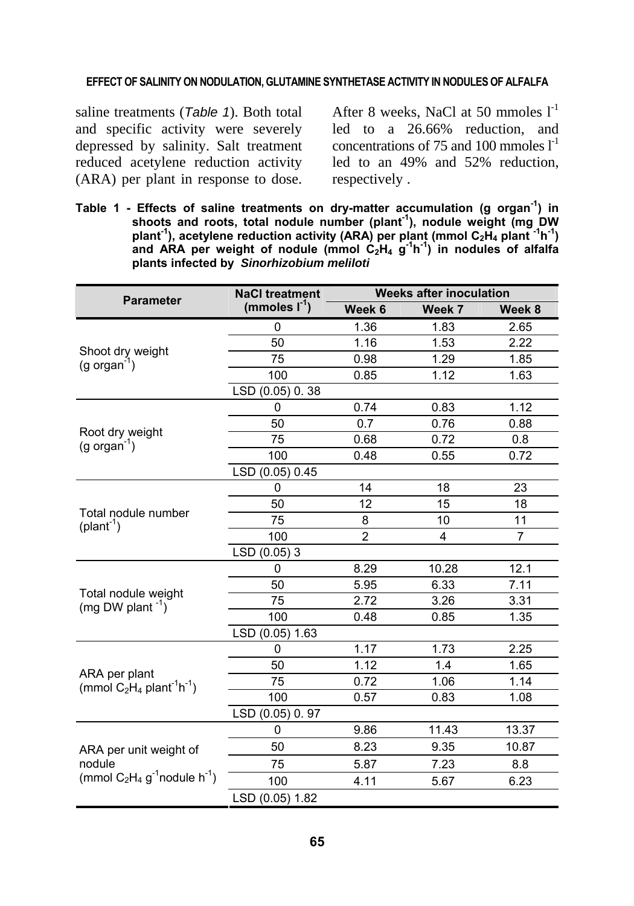saline treatments (*Table 1*). Both total and specific activity were severely depressed by salinity. Salt treatment reduced acetylene reduction activity (ARA) per plant in response to dose. After 8 weeks, NaCl at 50 mmoles $l^{-1}$ led to a 26.66% reduction, and concentrations of 75 and 100 mmoles $l^{-1}$ led to an 49% and 52% reduction, respectively .

**Table 1 - Effects of saline treatments on dry-matter accumulation (g organ$^{-1}$) in shoots and roots, total nodule number (plant$^{-1}$), nodule weight (mg DW plant$^{-1}$), acetylene reduction activity (ARA) per plant (mmol $C_2H_4$ plant $^{-1}h^{-1}$) and ARA per weight of nodule (mmol $C_2H_4$ $g^{-1}h^{-1}$) in nodules of alfalfa plants infected by *Sinorhizobium meliloti***

| Parameter | NaCl treatment (mmoles $l^{-1}$) | Weeks after inoculation | | |
|---|---|---|---|---|
| | | Week 6 | Week 7 | Week 8 |
| Shoot dry weight (g organ$^{-1}$) | 0 | 1.36 | 1.83 | 2.65 |
| | 50 | 1.16 | 1.53 | 2.22 |
| | 75 | 0.98 | 1.29 | 1.85 |
| | 100 | 0.85 | 1.12 | 1.63 |
| | LSD (0.05) 0. 38 | | | |
| Root dry weight (g organ$^{-1}$) | 0 | 0.74 | 0.83 | 1.12 |
| | 50 | 0.7 | 0.76 | 0.88 |
| | 75 | 0.68 | 0.72 | 0.8 |
| | 100 | 0.48 | 0.55 | 0.72 |
| | LSD (0.05) 0.45 | | | |
| Total nodule number (plant$^{-1}$) | 0 | 14 | 18 | 23 |
| | 50 | 12 | 15 | 18 |
| | 75 | 8 | 10 | 11 |
| | 100 | 2 | 4 | 7 |
| | LSD (0.05) 3 | | | |
| Total nodule weight (mg DW plant $^{-1}$) | 0 | 8.29 | 10.28 | 12.1 |
| | 50 | 5.95 | 6.33 | 7.11 |
| | 75 | 2.72 | 3.26 | 3.31 |
| | 100 | 0.48 | 0.85 | 1.35 |
| | LSD (0.05) 1.63 | | | |
| ARA per plant (mmol $C_2H_4$ plant$^{-1}h^{-1}$) | 0 | 1.17 | 1.73 | 2.25 |
| | 50 | 1.12 | 1.4 | 1.65 |
| | 75 | 0.72 | 1.06 | 1.14 |
| | 100 | 0.57 | 0.83 | 1.08 |
| | LSD (0.05) 0. 97 | | | |
| ARA per unit weight of nodule (mmol $C_2H_4$ $g^{-1}$nodule $h^{-1}$) | 0 | 9.86 | 11.43 | 13.37 |
| | 50 | 8.23 | 9.35 | 10.87 |
| | 75 | 5.87 | 7.23 | 8.8 |
| | 100 | 4.11 | 5.67 | 6.23 |
| | LSD (0.05) 1.82 | | | |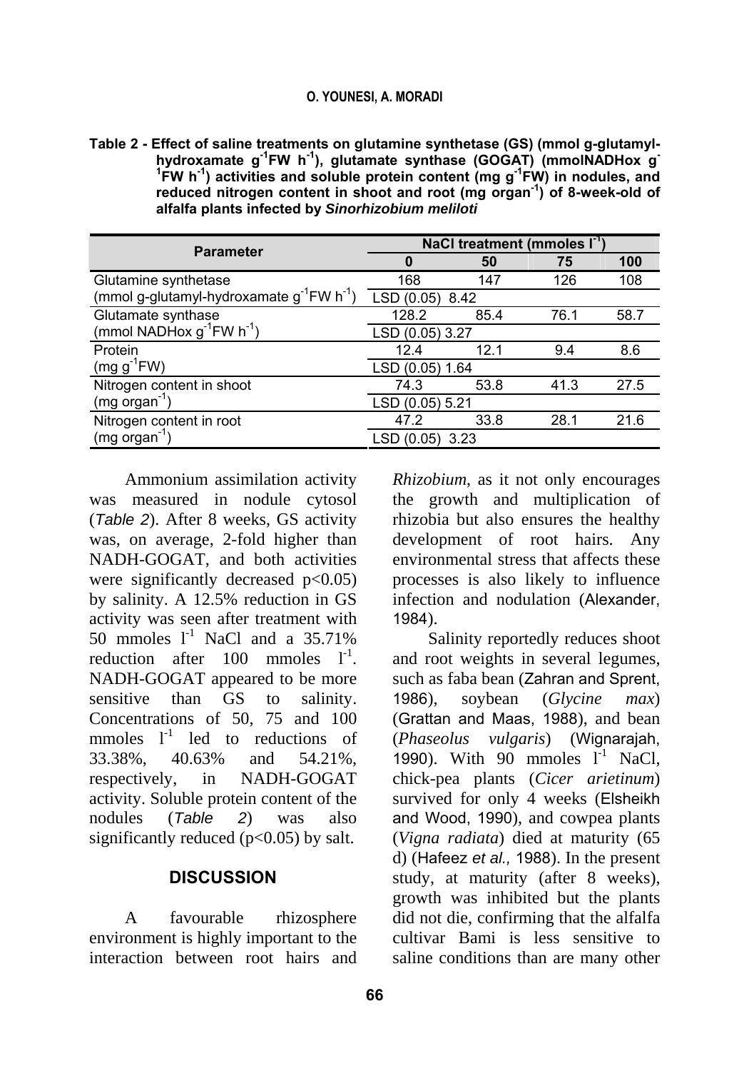**Table 2 - Effect of saline treatments on glutamine synthetase (GS) (mmol g-glutamyl-hydroxamate $g^{-1}$FW $h^{-1}$), glutamate synthase (GOGAT) (mmolNADHox $g^{-1}$FW $h^{-1}$) activities and soluble protein content (mg $g^{-1}$FW) in nodules, and reduced nitrogen content in shoot and root (mg $organ^{-1}$) of 8-week-old of alfalfa plants infected by *Sinorhizobium meliloti***

| Parameter | NaCl treatment (mmoles $l^{-1}$) | | | |
|---|---|---|---|---|
| | 0 | 50 | 75 | 100 |
| Glutamine synthetase (mmol g-glutamyl-hydroxamate $g^{-1}$FW $h^{-1}$) | 168 | 147 | 126 | 108 |
| | LSD (0.05) 8.42 | | | |
| Glutamate synthase (mmol NADHox $g^{-1}$FW $h^{-1}$) | 128.2 | 85.4 | 76.1 | 58.7 |
| | LSD (0.05) 3.27 | | | |
| Protein (mg $g^{-1}$FW) | 12.4 | 12.1 | 9.4 | 8.6 |
| | LSD (0.05) 1.64 | | | |
| Nitrogen content in shoot (mg $organ^{-1}$) | 74.3 | 53.8 | 41.3 | 27.5 |
| | LSD (0.05) 5.21 | | | |
| Nitrogen content in root (mg $organ^{-1}$) | 47.2 | 33.8 | 28.1 | 21.6 |
| | LSD (0.05) 3.23 | | | |

Ammonium assimilation activity was measured in nodule cytosol (*Table 2*). After 8 weeks, GS activity was, on average, 2-fold higher than NADH-GOGAT, and both activities were significantly decreased $p<0.05$) by salinity. A 12.5% reduction in GS activity was seen after treatment with 50 mmoles $l^{-1}$ NaCl and a 35.71% reduction after 100 mmoles $l^{-1}$. NADH-GOGAT appeared to be more sensitive than GS to salinity. Concentrations of 50, 75 and 100 mmoles $l^{-1}$ led to reductions of 33.38%, 40.63% and 54.21%, respectively, in NADH-GOGAT activity. Soluble protein content of the nodules (*Table 2*) was also significantly reduced ($p<0.05$) by salt.

## DISCUSSION

A favourable rhizosphere environment is highly important to the interaction between root hairs and *Rhizobium*, as it not only encourages the growth and multiplication of rhizobia but also ensures the healthy development of root hairs. Any environmental stress that affects these processes is also likely to influence infection and nodulation (Alexander, 1984).

Salinity reportedly reduces shoot and root weights in several legumes, such as faba bean (Zahran and Sprent, 1986), soybean (*Glycine max*) (Grattan and Maas, 1988), and bean (*Phaseolus vulgaris*) (Wignarajah, 1990). With 90 mmoles $l^{-1}$ NaCl, chick-pea plants (*Cicer arietinum*) survived for only 4 weeks (Elsheikh and Wood, 1990), and cowpea plants (*Vigna radiata*) died at maturity (65 d) (Hafeez *et al.,* 1988). In the present study, at maturity (after 8 weeks), growth was inhibited but the plants did not die, confirming that the alfalfa cultivar Bami is less sensitive to saline conditions than are many other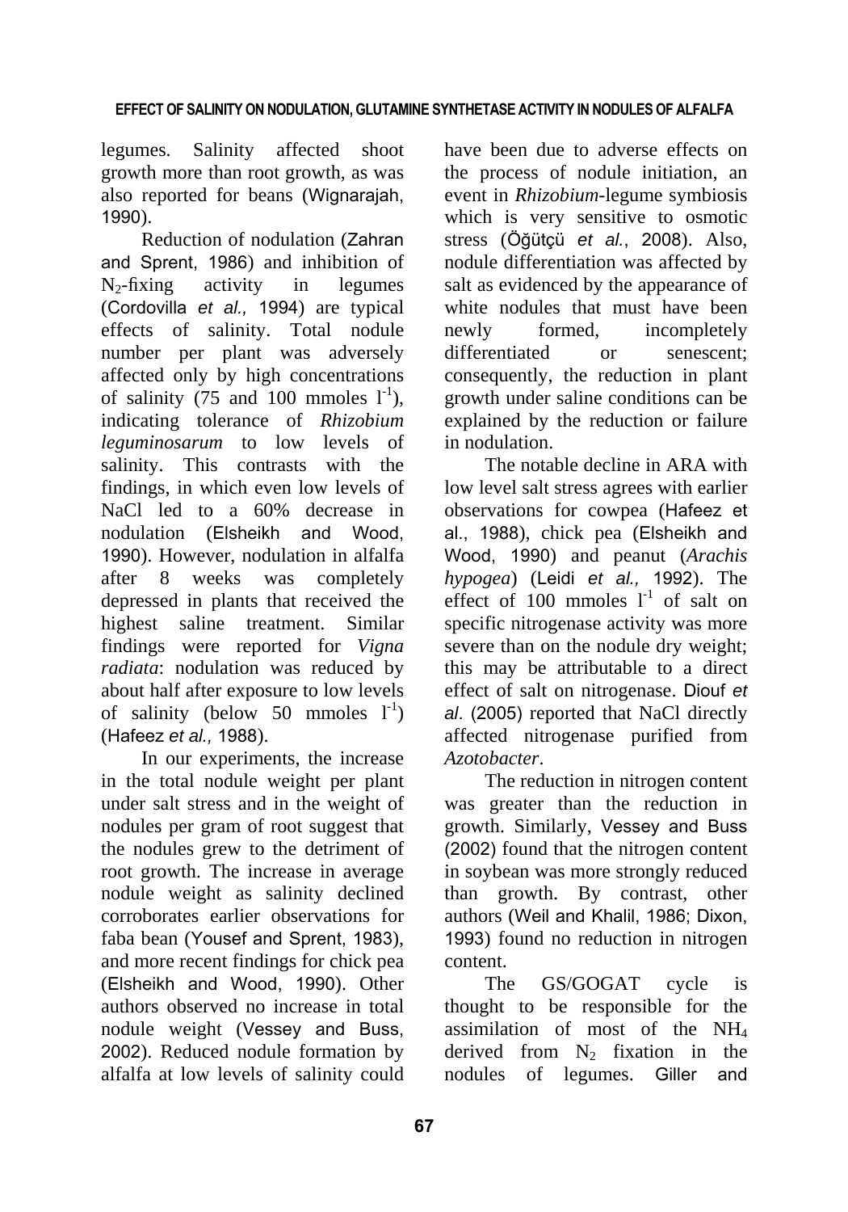legumes. Salinity affected shoot growth more than root growth, as was also reported for beans (Wignarajah, 1990).

Reduction of nodulation (Zahran and Sprent, 1986) and inhibition of $N_2$-fixing activity in legumes (Cordovilla *et al.,* 1994) are typical effects of salinity. Total nodule number per plant was adversely affected only by high concentrations of salinity (75 and 100 mmoles $l^{-1}$), indicating tolerance of *Rhizobium leguminosarum* to low levels of salinity. This contrasts with the findings, in which even low levels of NaCl led to a 60% decrease in nodulation (Elsheikh and Wood, 1990). However, nodulation in alfalfa after 8 weeks was completely depressed in plants that received the highest saline treatment. Similar findings were reported for *Vigna radiata*: nodulation was reduced by about half after exposure to low levels of salinity (below 50 mmoles $l^{-1}$) (Hafeez *et al.,* 1988).

In our experiments, the increase in the total nodule weight per plant under salt stress and in the weight of nodules per gram of root suggest that the nodules grew to the detriment of root growth. The increase in average nodule weight as salinity declined corroborates earlier observations for faba bean (Yousef and Sprent, 1983), and more recent findings for chick pea (Elsheikh and Wood, 1990). Other authors observed no increase in total nodule weight (Vessey and Buss, 2002). Reduced nodule formation by alfalfa at low levels of salinity could have been due to adverse effects on the process of nodule initiation, an event in *Rhizobium*-legume symbiosis which is very sensitive to osmotic stress (Öğütçü *et al.*, 2008). Also, nodule differentiation was affected by salt as evidenced by the appearance of white nodules that must have been newly formed, incompletely differentiated or senescent; consequently, the reduction in plant growth under saline conditions can be explained by the reduction or failure in nodulation.

The notable decline in ARA with low level salt stress agrees with earlier observations for cowpea (Hafeez et al., 1988), chick pea (Elsheikh and Wood, 1990) and peanut (*Arachis hypogea*) (Leidi *et al.,* 1992). The effect of 100 mmoles $l^{-1}$ of salt on specific nitrogenase activity was more severe than on the nodule dry weight; this may be attributable to a direct effect of salt on nitrogenase. Diouf *et al.* (2005) reported that NaCl directly affected nitrogenase purified from *Azotobacter*.

The reduction in nitrogen content was greater than the reduction in growth. Similarly, Vessey and Buss (2002) found that the nitrogen content in soybean was more strongly reduced than growth. By contrast, other authors (Weil and Khalil, 1986; Dixon, 1993) found no reduction in nitrogen content.

The GS/GOGAT cycle is thought to be responsible for the assimilation of most of the $NH_4$ derived from $N_2$ fixation in the nodules of legumes. Giller and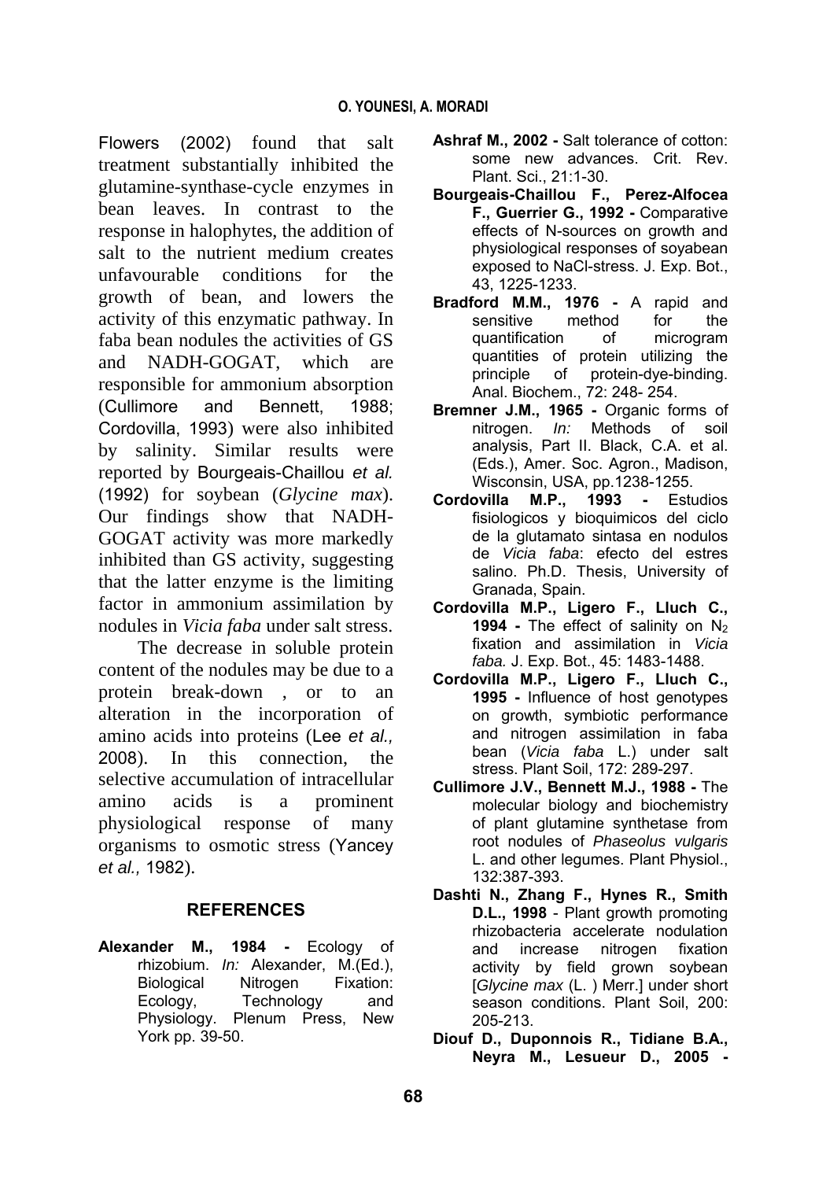Flowers (2002) found that salt treatment substantially inhibited the glutamine-synthase-cycle enzymes in bean leaves. In contrast to the response in halophytes, the addition of salt to the nutrient medium creates unfavourable conditions for the growth of bean, and lowers the activity of this enzymatic pathway. In faba bean nodules the activities of GS and NADH-GOGAT, which are responsible for ammonium absorption (Cullimore and Bennett, 1988; Cordovilla, 1993) were also inhibited by salinity. Similar results were reported by Bourgeais-Chaillou *et al.* (1992) for soybean (*Glycine max*). Our findings show that NADH-GOGAT activity was more markedly inhibited than GS activity, suggesting that the latter enzyme is the limiting factor in ammonium assimilation by nodules in *Vicia faba* under salt stress.

The decrease in soluble protein content of the nodules may be due to a protein break-down , or to an alteration in the incorporation of amino acids into proteins (Lee *et al.,* 2008). In this connection, the selective accumulation of intracellular amino acids is a prominent physiological response of many organisms to osmotic stress (Yancey *et al.,* 1982).

## REFERENCES

**Alexander M., 1984 -** Ecology of rhizobium. *In:* Alexander, M.(Ed.), Biological Nitrogen Fixation: Ecology, Technology and Physiology. Plenum Press, New York pp. 39-50.

**Ashraf M., 2002 -** Salt tolerance of cotton: some new advances. Crit. Rev. Plant. Sci., 21:1-30.

**Bourgeais-Chaillou F., Perez-Alfocea F., Guerrier G., 1992 -** Comparative effects of N-sources on growth and physiological responses of soyabean exposed to NaCl-stress. J. Exp. Bot., 43, 1225-1233.

**Bradford M.M., 1976 -** A rapid and sensitive method for the quantification of microgram quantities of protein utilizing the principle of protein-dye-binding. Anal. Biochem., 72: 248- 254.

**Bremner J.M., 1965 -** Organic forms of nitrogen. *In:* Methods of soil analysis, Part II. Black, C.A. et al. (Eds.), Amer. Soc. Agron., Madison, Wisconsin, USA, pp.1238-1255.

**Cordovilla M.P., 1993 -** Estudios fisiologicos y bioquimicos del ciclo de la glutamato sintasa en nodulos de *Vicia faba*: efecto del estres salino. Ph.D. Thesis, University of Granada, Spain.

**Cordovilla M.P., Ligero F., Lluch C., 1994 -** The effect of salinity on $N_2$ fixation and assimilation in *Vicia faba.* J. Exp. Bot., 45: 1483-1488.

**Cordovilla M.P., Ligero F., Lluch C., 1995 -** Influence of host genotypes on growth, symbiotic performance and nitrogen assimilation in faba bean (*Vicia faba* L.) under salt stress. Plant Soil, 172: 289-297.

**Cullimore J.V., Bennett M.J., 1988 -** The molecular biology and biochemistry of plant glutamine synthetase from root nodules of *Phaseolus vulgaris* L. and other legumes. Plant Physiol., 132:387-393.

**Dashti N., Zhang F., Hynes R., Smith D.L., 1998** - Plant growth promoting rhizobacteria accelerate nodulation and increase nitrogen fixation activity by field grown soybean [*Glycine max* (L. ) Merr.] under short season conditions. Plant Soil, 200: 205-213.

**Diouf D., Duponnois R., Tidiane B.A., Neyra M., Lesueur D., 2005 -**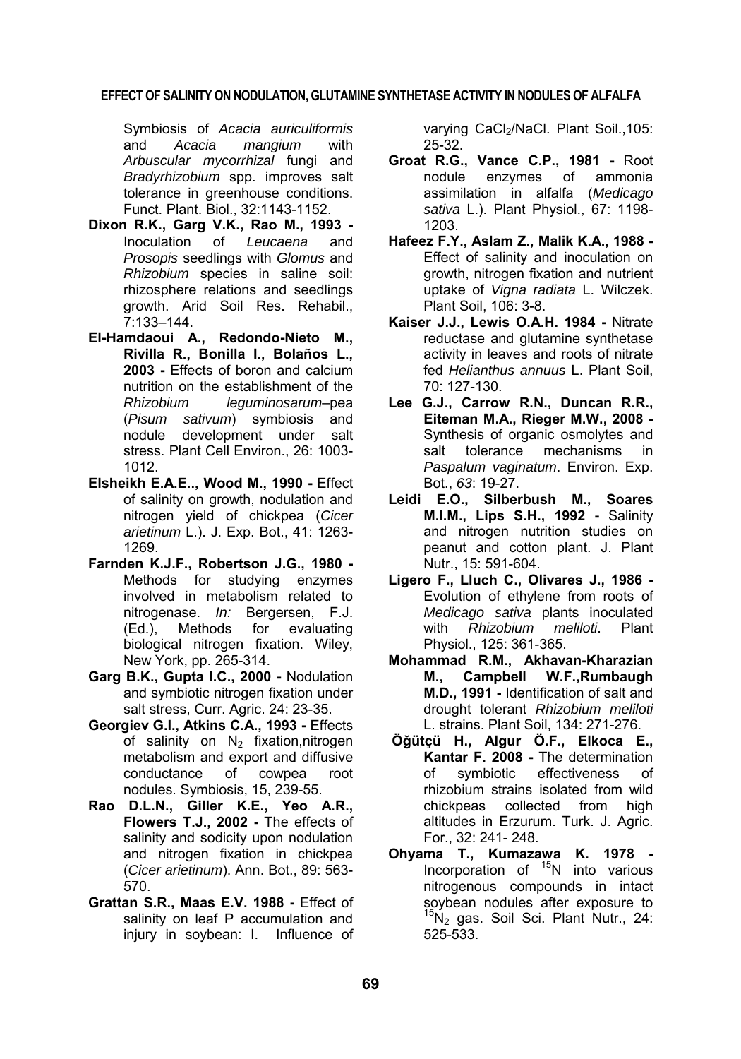Symbiosis of *Acacia auriculiformis* and *Acacia mangium* with *Arbuscular mycorrhizal* fungi and *Bradyrhizobium* spp. improves salt tolerance in greenhouse conditions. Funct. Plant. Biol., 32:1143-1152.

**Dixon R.K., Garg V.K., Rao M., 1993 -** Inoculation of *Leucaena* and *Prosopis* seedlings with *Glomus* and *Rhizobium* species in saline soil: rhizosphere relations and seedlings growth. Arid Soil Res. Rehabil., 7:133–144.

**El-Hamdaoui A., Redondo-Nieto M., Rivilla R., Bonilla I., Bolaños L., 2003 -** Effects of boron and calcium nutrition on the establishment of the *Rhizobium leguminosarum*–pea (*Pisum sativum*) symbiosis and nodule development under salt stress. Plant Cell Environ., 26: 1003-1012.

**Elsheikh E.A.E.., Wood M., 1990 -** Effect of salinity on growth, nodulation and nitrogen yield of chickpea (*Cicer arietinum* L.). J. Exp. Bot., 41: 1263-1269.

**Farnden K.J.F., Robertson J.G., 1980 -** Methods for studying enzymes involved in metabolism related to nitrogenase. *In:* Bergersen, F.J. (Ed.), Methods for evaluating biological nitrogen fixation. Wiley, New York, pp. 265-314.

**Garg B.K., Gupta I.C., 2000 -** Nodulation and symbiotic nitrogen fixation under salt stress, Curr. Agric. 24: 23-35.

**Georgiev G.I., Atkins C.A., 1993 -** Effects of salinity on $N_2$ fixation,nitrogen metabolism and export and diffusive conductance of cowpea root nodules. Symbiosis, 15, 239-55.

**Rao D.L.N., Giller K.E., Yeo A.R., Flowers T.J., 2002 -** The effects of salinity and sodicity upon nodulation and nitrogen fixation in chickpea (*Cicer arietinum*). Ann. Bot., 89: 563-570.

**Grattan S.R., Maas E.V. 1988 -** Effect of salinity on leaf P accumulation and injury in soybean: I. Influence of varying $CaCl_2$/NaCl. Plant Soil.,105: 25-32.

**Groat R.G., Vance C.P., 1981 -** Root nodule enzymes of ammonia assimilation in alfalfa (*Medicago sativa* L.). Plant Physiol., 67: 1198-1203.

**Hafeez F.Y., Aslam Z., Malik K.A., 1988 -** Effect of salinity and inoculation on growth, nitrogen fixation and nutrient uptake of *Vigna radiata* L. Wilczek. Plant Soil, 106: 3-8.

**Kaiser J.J., Lewis O.A.H. 1984 -** Nitrate reductase and glutamine synthetase activity in leaves and roots of nitrate fed *Helianthus annuus* L. Plant Soil, 70: 127-130.

**Lee G.J., Carrow R.N., Duncan R.R., Eiteman M.A., Rieger M.W., 2008 -** Synthesis of organic osmolytes and salt tolerance mechanisms in *Paspalum vaginatum*. Environ. Exp. Bot., *63*: 19-27.

**Leidi E.O., Silberbush M., Soares M.I.M., Lips S.H., 1992 -** Salinity and nitrogen nutrition studies on peanut and cotton plant. J. Plant Nutr., 15: 591-604.

**Ligero F., Lluch C., Olivares J., 1986 -** Evolution of ethylene from roots of *Medicago sativa* plants inoculated with *Rhizobium meliloti*. Plant Physiol., 125: 361-365.

**Mohammad R.M., Akhavan-Kharazian M., Campbell W.F.,Rumbaugh M.D., 1991 -** Identification of salt and drought tolerant *Rhizobium meliloti* L. strains. Plant Soil, 134: 271-276.

**Öğütçü H., Algur Ö.F., Elkoca E., Kantar F. 2008 -** The determination of symbiotic effectiveness of rhizobium strains isolated from wild chickpeas collected from high altitudes in Erzurum. Turk. J. Agric. For., 32: 241- 248.

**Ohyama T., Kumazawa K. 1978 -** Incorporation of $^{15}N$ into various nitrogenous compounds in intact soybean nodules after exposure to $^{15}N_2$ gas. Soil Sci. Plant Nutr., 24: 525-533.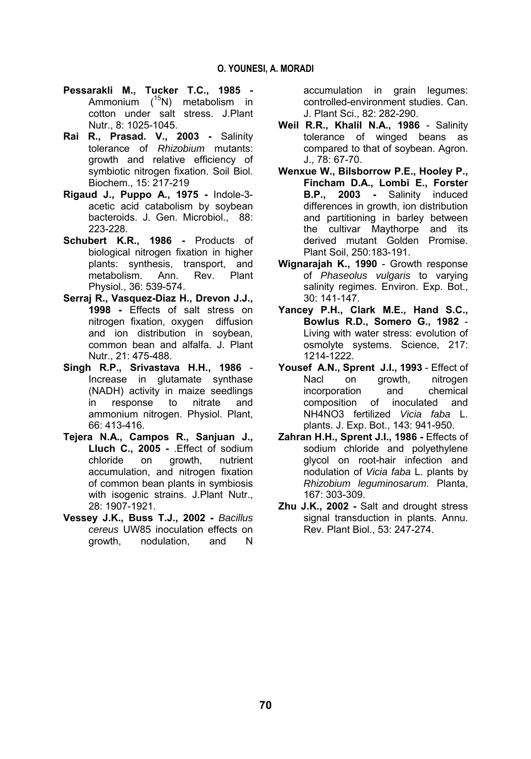**Pessarakli M., Tucker T.C., 1985 -** Ammonium ($^{15}N$) metabolism in cotton under salt stress. J.Plant Nutr., 8: 1025-1045.

**Rai R., Prasad. V., 2003 -** Salinity tolerance of *Rhizobium* mutants: growth and relative efficiency of symbiotic nitrogen fixation. Soil Biol. Biochem., 15: 217-219

**Rigaud J., Puppo A., 1975 -** Indole-3-acetic acid catabolism by soybean bacteroids. J. Gen. Microbiol., 88: 223-228.

**Schubert K.R., 1986 -** Products of biological nitrogen fixation in higher plants: synthesis, transport, and metabolism. Ann. Rev. Plant Physiol., 36: 539-574.

**Serraj R., Vasquez-Diaz H., Drevon J.J., 1998 -** Effects of salt stress on nitrogen fixation, oxygen diffusion and ion distribution in soybean, common bean and alfalfa. J. Plant Nutr., 21: 475-488.

**Singh R.P., Srivastava H.H., 1986** - Increase in glutamate synthase (NADH) activity in maize seedlings in response to nitrate and ammonium nitrogen. Physiol. Plant, 66: 413-416.

**Tejera N.A., Campos R., Sanjuan J., Lluch C., 2005 -** .Effect of sodium chloride on growth, nutrient accumulation, and nitrogen fixation of common bean plants in symbiosis with isogenic strains. J.Plant Nutr., 28: 1907-1921.

**Vessey J.K., Buss T.J., 2002 -** *Bacillus cereus* UW85 inoculation effects on growth, nodulation, and N accumulation in grain legumes: controlled-environment studies. Can. J. Plant Sci., 82: 282-290.

**Weil R.R., Khalil N.A., 1986** - Salinity tolerance of winged beans as compared to that of soybean. Agron. J., 78: 67-70.

**Wenxue W., Bilsborrow P.E., Hooley P., Fincham D.A., Lombi E., Forster B.P., 2003 -** Salinity induced differences in growth, ion distribution and partitioning in barley between the cultivar Maythorpe and its derived mutant Golden Promise. Plant Soil, 250:183-191.

**Wignarajah K., 1990** - Growth response of *Phaseolus vulgaris* to varying salinity regimes. Environ. Exp. Bot., 30: 141-147.

**Yancey P.H., Clark M.E., Hand S.C., Bowlus R.D., Somero G., 1982** - Living with water stress: evolution of osmolyte systems. Science, 217: 1214-1222.

**Yousef A.N., Sprent J.I., 1993** - Effect of Nacl on growth, nitrogen incorporation and chemical composition of inoculated and NH4NO3 fertilized *Vicia faba* L. plants. J. Exp. Bot., 143: 941-950.

**Zahran H.H., Sprent J.I., 1986 -** Effects of sodium chloride and polyethylene glycol on root-hair infection and nodulation of *Vicia faba* L. plants by *Rhizobium leguminosarum*. Planta, 167: 303-309.

**Zhu J.K., 2002 -** Salt and drought stress signal transduction in plants. Annu. Rev. Plant Biol., 53: 247-274.